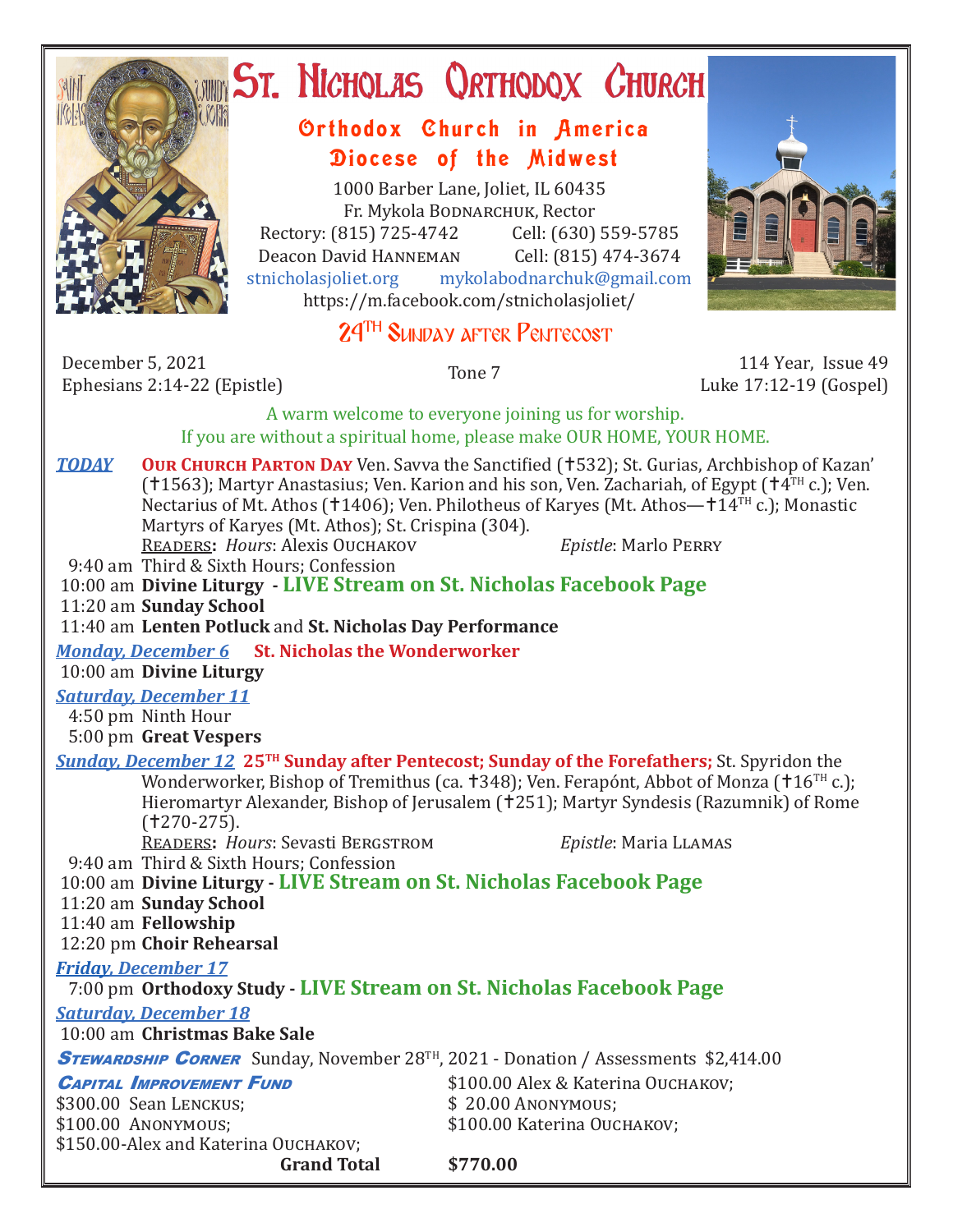# St. Nicholas Orthodox Church

## Orthodox Church in America
## Diocese of the Midwest

1000 Barber Lane, Joliet, IL 60435
Fr. Mykola Bodnarchuk, Rector
Rectory: (815) 725-4742 Cell: (630) 559-5785
Deacon David Hanneman Cell: (815) 474-3674
stnicholasjoliet.org mykolabodnarchuk@gmail.com
https://m.facebook.com/stnicholasjoliet/

## 24TH Sunday after Pentecost

December 5, 2021
Ephesians 2:14-22 (Epistle)
Tone 7
114 Year, Issue 49
Luke 17:12-19 (Gospel)

A warm welcome to everyone joining us for worship.
If you are without a spiritual home, please make OUR HOME, YOUR HOME.

***TODAY*** **Our Church Parton Day** Ven. Savva the Sanctified (✝532); St. Gurias, Archbishop of Kazan' (✝1563); Martyr Anastasius; Ven. Karion and his son, Ven. Zachariah, of Egypt (✝4TH c.); Ven. Nectarius of Mt. Athos (✝1406); Ven. Philotheus of Karyes (Mt. Athos—✝14TH c.); Monastic Martyrs of Karyes (Mt. Athos); St. Crispina (304).
Readers**:** *Hours*: Alexis Ouchakov *Epistle*: Marlo Perry

- 9:40 am Third & Sixth Hours; Confession
- 10:00 am **Divine Liturgy - LIVE Stream on St. Nicholas Facebook Page**
- 11:20 am **Sunday School**
- 11:40 am **Lenten Potluck** and **St. Nicholas Day Performance**

***Monday, December 6*** **St. Nicholas the Wonderworker**
- 10:00 am **Divine Liturgy**

***Saturday, December 11***
- 4:50 pm Ninth Hour
- 5:00 pm **Great Vespers**

***Sunday, December 12*** **25TH Sunday after Pentecost; Sunday of the Forefathers;** St. Spyridon the Wonderworker, Bishop of Tremithus (ca. ✝348); Ven. Ferapónt, Abbot of Monza (✝16TH c.); Hieromartyr Alexander, Bishop of Jerusalem (✝251); Martyr Syndesis (Razumnik) of Rome (✝270-275).
Readers**:** *Hours*: Sevasti Bergstrom *Epistle*: Maria Llamas

- 9:40 am Third & Sixth Hours; Confession
- 10:00 am **Divine Liturgy - LIVE Stream on St. Nicholas Facebook Page**
- 11:20 am **Sunday School**
- 11:40 am **Fellowship**
- 12:20 pm **Choir Rehearsal**

***Friday, December 17***
- 7:00 pm **Orthodoxy Study - LIVE Stream on St. Nicholas Facebook Page**

***Saturday, December 18***
- 10:00 am **Christmas Bake Sale**

***Stewardship Corner*** Sunday, November 28TH, 2021 - Donation / Assessments $2,414.00

***Capital Improvement Fund***
- $300.00 Sean Lenckus;
- $100.00 Anonymous;
- $150.00-Alex and Katerina Ouchakov;
- $100.00 Alex & Katerina Ouchakov;
- $ 20.00 Anonymous;
- $100.00 Katerina Ouchakov;

**Grand Total** **$770.00**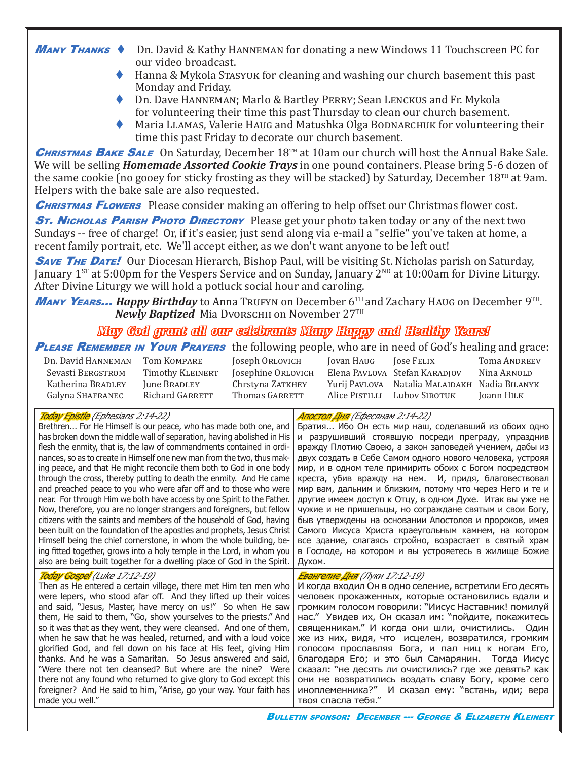**MANY THANKS**

- Dn. David & Kathy HANNEMAN for donating a new Windows 11 Touchscreen PC for our video broadcast.
- Hanna & Mykola STASYUK for cleaning and washing our church basement this past Monday and Friday.
- Dn. Dave HANNEMAN; Marlo & Bartley PERRY; Sean LENCKUS and Fr. Mykola for volunteering their time this past Thursday to clean our church basement.
- Maria LLAMAS, Valerie HAUG and Matushka Olga BODNARCHUK for volunteering their time this past Friday to decorate our church basement.

**CHRISTMAS BAKE SALE** On Saturday, December 18TH at 10am our church will host the Annual Bake Sale. We will be selling ***Homemade Assorted Cookie Trays*** in one pound containers. Please bring 5-6 dozen of the same cookie (no gooey for sticky frosting as they will be stacked) by Saturday, December 18TH at 9am. Helpers with the bake sale are also requested.

**CHRISTMAS FLOWERS** Please consider making an offering to help offset our Christmas flower cost.

**ST. NICHOLAS PARISH PHOTO DIRECTORY** Please get your photo taken today or any of the next two Sundays -- free of charge! Or, if it's easier, just send along via e-mail a "selfie" you've taken at home, a recent family portrait, etc. We'll accept either, as we don't want anyone to be left out!

**SAVE THE DATE!** Our Diocesan Hierarch, Bishop Paul, will be visiting St. Nicholas parish on Saturday, January 1ST at 5:00pm for the Vespers Service and on Sunday, January 2ND at 10:00am for Divine Liturgy. After Divine Liturgy we will hold a potluck social hour and caroling.

**MANY YEARS...** ***Happy Birthday*** to Anna TRUFYN on December 6TH and Zachary HAUG on December 9TH.
***Newly Baptized*** Mia DVORSCHII on November 27TH

***May God grant all our celebrants Many Happy and Healthy Years!***

**PLEASE REMEMBER IN YOUR PRAYERS** the following people, who are in need of God's healing and grace:

| | | | | | |
|---|---|---|---|---|---|
| Dn. David HANNEMAN | Tom KOMPARE | Joseph ORLOVICH | Jovan HAUG | Jose FELIX | Toma ANDREEV |
| Sevasti BERGSTROM | Timothy KLEINERT | Josephine ORLOVICH | Elena PAVLOVA | Stefan KARADJOV | Nina ARNOLD |
| Katherina BRADLEY | June BRADLEY | Chrstyna ZATKHEY | Yurij PAVLOVA | Natalia MALAIDAKH | Nadia BILANYK |
| Galyna SHAFRANEC | Richard GARRETT | Thomas GARRETT | Alice PISTILLI | Lubov SIROTUK | Joann HILK |

*Today Epistle (Ephesians 2:14-22)*

Brethren... For He Himself is our peace, who has made both one, and has broken down the middle wall of separation, having abolished in His flesh the enmity, that is, the law of commandments contained in ordinances, so as to create in Himself one new man from the two, thus making peace, and that He might reconcile them both to God in one body through the cross, thereby putting to death the enmity. And He came and preached peace to you who were afar off and to those who were near. For through Him we both have access by one Spirit to the Father. Now, therefore, you are no longer strangers and foreigners, but fellow citizens with the saints and members of the household of God, having been built on the foundation of the apostles and prophets, Jesus Christ Himself being the chief cornerstone, in whom the whole building, being fitted together, grows into a holy temple in the Lord, in whom you also are being built together for a dwelling place of God in the Spirit.

*Апостол Дня (Ефесянам 2:14-22)*

Братия... Ибо Он есть мир наш, соделавший из обоих одно и разрушивший стоявшую посреди преграду, упразднив вражду Плотию Своею, а закон заповедей учением, дабы из двух создать в Себе Самом одного нового человека, устрояя мир, и в одном теле примирить обоих с Богом посредством креста, убив вражду на нем. И, придя, благовествовал мир вам, дальним и близким, потому что через Него и те и другие имеем доступ к Отцу, в одном Духе. Итак вы уже не чужие и не пришельцы, но сограждане святым и свои Богу, быв утверждены на основании Апостолов и пророков, имея Самого Иисуса Христа краеугольным камнем, на котором все здание, слагаясь стройно, возрастает в святый храм в Господе, на котором и вы устрояетесь в жилище Божие Духом.

*Today Gospel (Luke 17:12-19)*

Then as He entered a certain village, there met Him ten men who were lepers, who stood afar off. And they lifted up their voices and said, "Jesus, Master, have mercy on us!" So when He saw them, He said to them, "Go, show yourselves to the priests." And so it was that as they went, they were cleansed. And one of them, when he saw that he was healed, returned, and with a loud voice glorified God, and fell down on his face at His feet, giving Him thanks. And he was a Samaritan. So Jesus answered and said, "Were there not ten cleansed? But where are the nine? Were there not any found who returned to give glory to God except this foreigner? And He said to him, "Arise, go your way. Your faith has made you well."

*Евангелие Дня (Луки 17:12-19)*

И когда входил Он в одно селение, встретили Его десять человек прокаженных, которые остановились вдали и громким голосом говорили: "Иисус Наставник! помилуй нас." Увидев их, Он сказал им: "пойдите, покажитесь священникам." И когда они шли, очистились. Один же из них, видя, что исцелен, возвратился, громким голосом прославляя Бога, и пал ниц к ногам Его, благодаря Его; и это был Самарянин. Тогда Иисус сказал: "не десять ли очистились? где же девять? как они не возвратились воздать славу Богу, кроме сего иноплеменника?" И сказал ему: "встань, иди; вера твоя спасла тебя."

**BULLETIN SPONSOR: DECEMBER --- GEORGE & ELIZABETH KLEINERT**